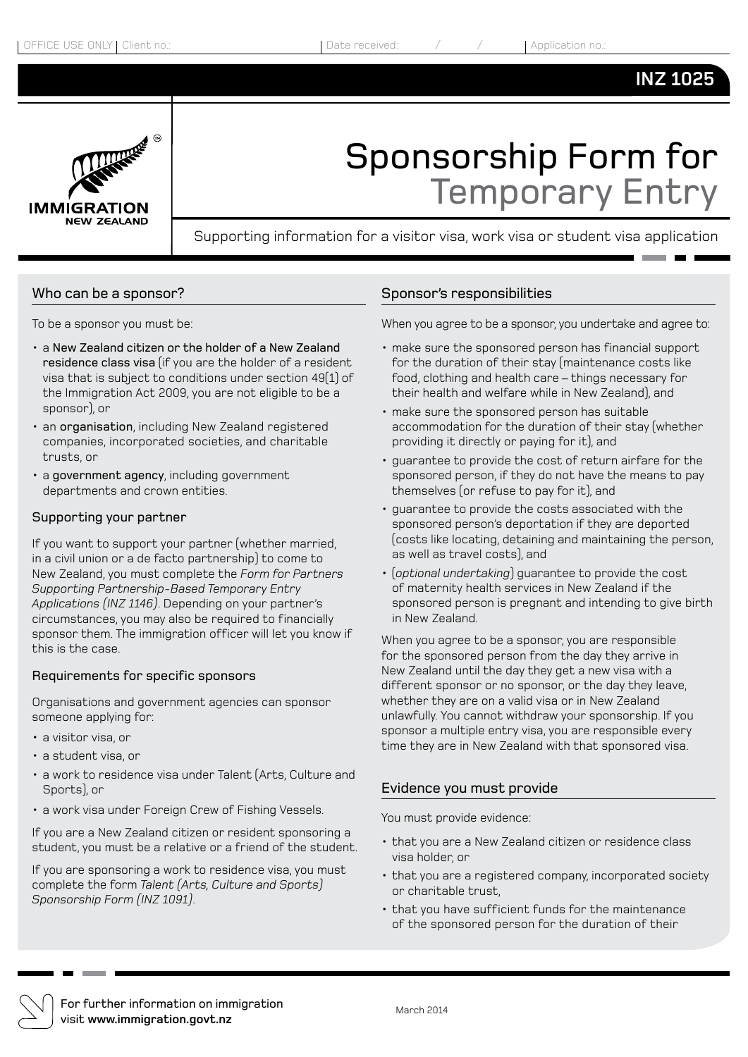OFFICE USE ONLY | Client no.: | Date received: / / | Application no.:

**INZ 1025**

IMMIGRATION NEW ZEALAND

# Sponsorship Form for Temporary Entry

Supporting information for a visitor visa, work visa or student visa application

## Who can be a sponsor?

To be a sponsor you must be:

- a **New Zealand citizen or the holder of a New Zealand residence class visa** (if you are the holder of a resident visa that is subject to conditions under section 49(1) of the Immigration Act 2009, you are not eligible to be a sponsor), or
- an **organisation**, including New Zealand registered companies, incorporated societies, and charitable trusts, or
- a **government agency**, including government departments and crown entities.

### Supporting your partner

If you want to support your partner (whether married, in a civil union or a de facto partnership) to come to New Zealand, you must complete the *Form for Partners Supporting Partnership-Based Temporary Entry Applications (INZ 1146)*. Depending on your partner's circumstances, you may also be required to financially sponsor them. The immigration officer will let you know if this is the case.

### Requirements for specific sponsors

Organisations and government agencies can sponsor someone applying for:

- a visitor visa, or
- a student visa, or
- a work to residence visa under Talent (Arts, Culture and Sports), or
- a work visa under Foreign Crew of Fishing Vessels.

If you are a New Zealand citizen or resident sponsoring a student, you must be a relative or a friend of the student.

If you are sponsoring a work to residence visa, you must complete the form *Talent (Arts, Culture and Sports) Sponsorship Form (INZ 1091)*.

## Sponsor's responsibilities

When you agree to be a sponsor, you undertake and agree to:

- make sure the sponsored person has financial support for the duration of their stay (maintenance costs like food, clothing and health care – things necessary for their health and welfare while in New Zealand), and
- make sure the sponsored person has suitable accommodation for the duration of their stay (whether providing it directly or paying for it), and
- guarantee to provide the cost of return airfare for the sponsored person, if they do not have the means to pay themselves (or refuse to pay for it), and
- guarantee to provide the costs associated with the sponsored person's deportation if they are deported (costs like locating, detaining and maintaining the person, as well as travel costs), and
- (*optional undertaking*) guarantee to provide the cost of maternity health services in New Zealand if the sponsored person is pregnant and intending to give birth in New Zealand.

When you agree to be a sponsor, you are responsible for the sponsored person from the day they arrive in New Zealand until the day they get a new visa with a different sponsor or no sponsor, or the day they leave, whether they are on a valid visa or in New Zealand unlawfully. You cannot withdraw your sponsorship. If you sponsor a multiple entry visa, you are responsible every time they are in New Zealand with that sponsored visa.

## Evidence you must provide

You must provide evidence:

- that you are a New Zealand citizen or residence class visa holder, or
- that you are a registered company, incorporated society or charitable trust,
- that you have sufficient funds for the maintenance of the sponsored person for the duration of their

For further information on immigration visit **www.immigration.govt.nz**

March 2014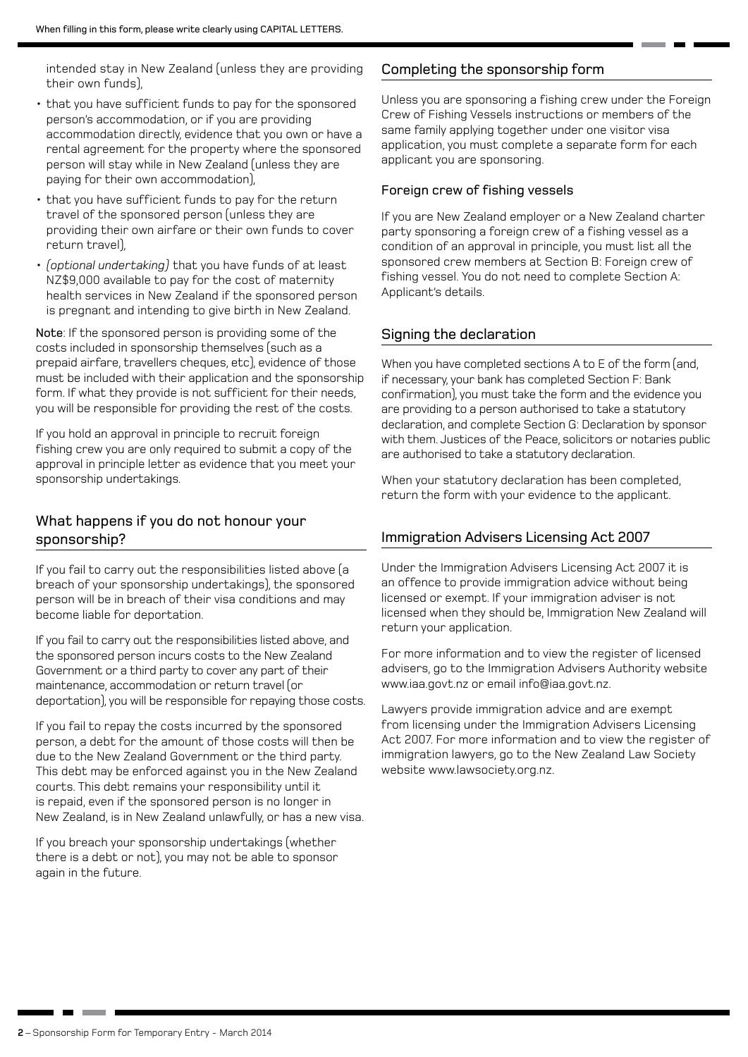intended stay in New Zealand (unless they are providing their own funds),

- that you have sufficient funds to pay for the sponsored person's accommodation, or if you are providing accommodation directly, evidence that you own or have a rental agreement for the property where the sponsored person will stay while in New Zealand (unless they are paying for their own accommodation),
- that you have sufficient funds to pay for the return travel of the sponsored person (unless they are providing their own airfare or their own funds to cover return travel),
- *(optional undertaking)* that you have funds of at least NZ$9,000 available to pay for the cost of maternity health services in New Zealand if the sponsored person is pregnant and intending to give birth in New Zealand.

**Note**: If the sponsored person is providing some of the costs included in sponsorship themselves (such as a prepaid airfare, travellers cheques, etc), evidence of those must be included with their application and the sponsorship form. If what they provide is not sufficient for their needs, you will be responsible for providing the rest of the costs.

If you hold an approval in principle to recruit foreign fishing crew you are only required to submit a copy of the approval in principle letter as evidence that you meet your sponsorship undertakings.

## What happens if you do not honour your sponsorship?

If you fail to carry out the responsibilities listed above (a breach of your sponsorship undertakings), the sponsored person will be in breach of their visa conditions and may become liable for deportation.

If you fail to carry out the responsibilities listed above, and the sponsored person incurs costs to the New Zealand Government or a third party to cover any part of their maintenance, accommodation or return travel (or deportation), you will be responsible for repaying those costs.

If you fail to repay the costs incurred by the sponsored person, a debt for the amount of those costs will then be due to the New Zealand Government or the third party. This debt may be enforced against you in the New Zealand courts. This debt remains your responsibility until it is repaid, even if the sponsored person is no longer in New Zealand, is in New Zealand unlawfully, or has a new visa.

If you breach your sponsorship undertakings (whether there is a debt or not), you may not be able to sponsor again in the future.

## Completing the sponsorship form

Unless you are sponsoring a fishing crew under the Foreign Crew of Fishing Vessels instructions or members of the same family applying together under one visitor visa application, you must complete a separate form for each applicant you are sponsoring.

### Foreign crew of fishing vessels

If you are New Zealand employer or a New Zealand charter party sponsoring a foreign crew of a fishing vessel as a condition of an approval in principle, you must list all the sponsored crew members at Section B: Foreign crew of fishing vessel. You do not need to complete Section A: Applicant's details.

## Signing the declaration

When you have completed sections A to E of the form (and, if necessary, your bank has completed Section F: Bank confirmation), you must take the form and the evidence you are providing to a person authorised to take a statutory declaration, and complete Section G: Declaration by sponsor with them. Justices of the Peace, solicitors or notaries public are authorised to take a statutory declaration.

When your statutory declaration has been completed, return the form with your evidence to the applicant.

## Immigration Advisers Licensing Act 2007

Under the Immigration Advisers Licensing Act 2007 it is an offence to provide immigration advice without being licensed or exempt. If your immigration adviser is not licensed when they should be, Immigration New Zealand will return your application.

For more information and to view the register of licensed advisers, go to the Immigration Advisers Authority website www.iaa.govt.nz or email info@iaa.govt.nz.

Lawyers provide immigration advice and are exempt from licensing under the Immigration Advisers Licensing Act 2007. For more information and to view the register of immigration lawyers, go to the New Zealand Law Society website www.lawsociety.org.nz.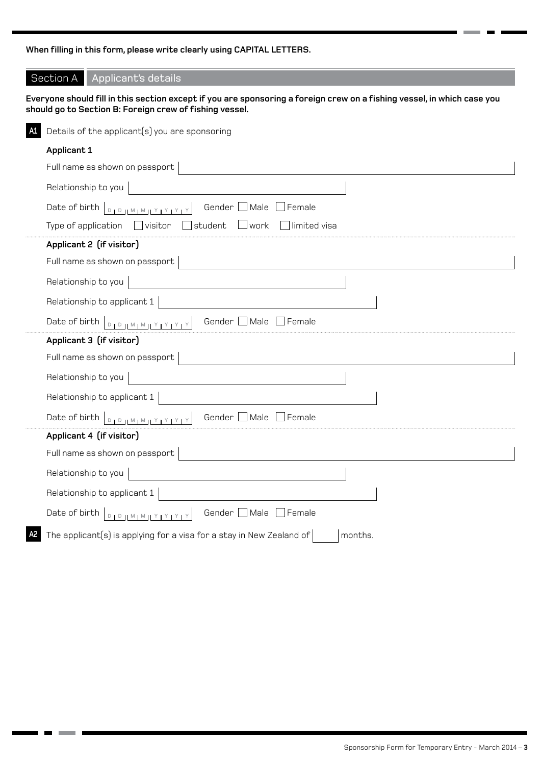**When filling in this form, please write clearly using CAPITAL LETTERS.**

## Section A Applicant's details

**Everyone should fill in this section except if you are sponsoring a foreign crew on a fishing vessel, in which case you should go to Section B: Foreign crew of fishing vessel.**

**A1** Details of the applicant(s) you are sponsoring

**Applicant 1**

Full name as shown on passport

Relationship to you

Date of birth D D M M Y Y Y Y Gender ☐ Male ☐ Female

Type of application ☐ visitor ☐ student ☐ work ☐ limited visa

**Applicant 2 (if visitor)**

Full name as shown on passport

Relationship to you

Relationship to applicant 1

Date of birth D D M M Y Y Y Y Gender ☐ Male ☐ Female

**Applicant 3 (if visitor)**

Full name as shown on passport

Relationship to you

Relationship to applicant 1

Date of birth D D M M Y Y Y Y Gender ☐ Male ☐ Female

**Applicant 4 (if visitor)**

Full name as shown on passport

Relationship to you

Relationship to applicant 1

Date of birth D D M M Y Y Y Y Gender ☐ Male ☐ Female

**A2** The applicant(s) is applying for a visa for a stay in New Zealand of ☐ months.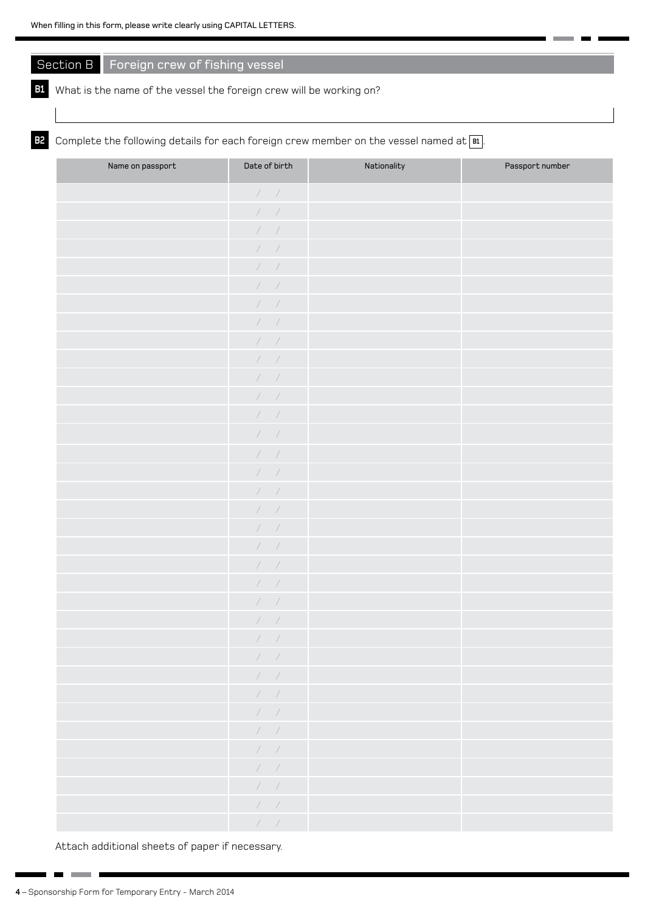## Section B Foreign crew of fishing vessel

**B1** What is the name of the vessel the foreign crew will be working on?

&nbsp;

**B2** Complete the following details for each foreign crew member on the vessel named at **B1**.

| Name on passport | Date of birth | Nationality | Passport number |
|---|---|---|---|
| | / / | | |
| | / / | | |
| | / / | | |
| | / / | | |
| | / / | | |
| | / / | | |
| | / / | | |
| | / / | | |
| | / / | | |
| | / / | | |
| | / / | | |
| | / / | | |
| | / / | | |
| | / / | | |
| | / / | | |
| | / / | | |
| | / / | | |
| | / / | | |
| | / / | | |
| | / / | | |
| | / / | | |
| | / / | | |
| | / / | | |
| | / / | | |
| | / / | | |
| | / / | | |
| | / / | | |
| | / / | | |
| | / / | | |
| | / / | | |
| | / / | | |
| | / / | | |
| | / / | | |
| | / / | | |
| | / / | | |

Attach additional sheets of paper if necessary.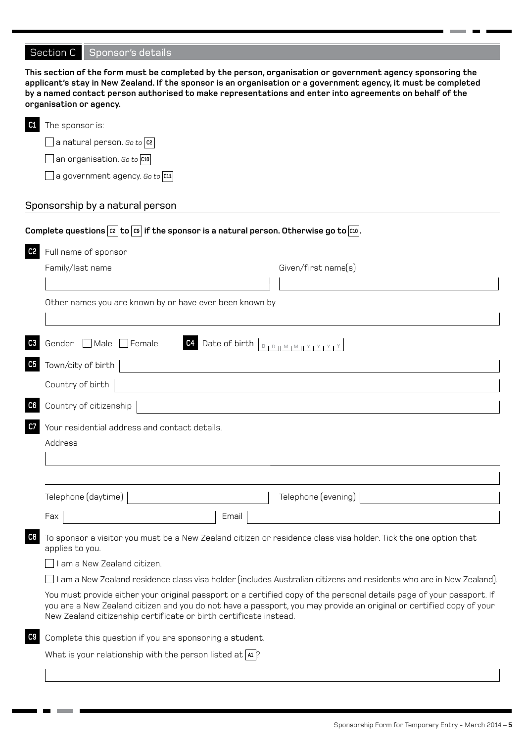## Section C Sponsor's details

**This section of the form must be completed by the person, organisation or government agency sponsoring the applicant's stay in New Zealand. If the sponsor is an organisation or a government agency, it must be completed by a named contact person authorised to make representations and enter into agreements on behalf of the organisation or agency.**

**C1** The sponsor is:

- ☐ a natural person. *Go to* C2
- ☐ an organisation. *Go to* C10
- ☐ a government agency. *Go to* C11

### Sponsorship by a natural person

**Complete questions C2 to C9 if the sponsor is a natural person. Otherwise go to C10.**

**C2** Full name of sponsor

Family/last name ______________________ Given/first name(s) ______________________

Other names you are known by or have ever been known by ______________________

**C3** Gender ☐ Male ☐ Female

**C4** Date of birth DD MM YYYY

**C5** Town/city of birth ______________________

Country of birth ______________________

**C6** Country of citizenship ______________________

**C7** Your residential address and contact details.

Address ______________________

Telephone (daytime) ______________________ Telephone (evening) ______________________

Fax ______________________ Email ______________________

**C8** To sponsor a visitor you must be a New Zealand citizen or residence class visa holder. Tick the **one** option that applies to you.

- ☐ I am a New Zealand citizen.
- ☐ I am a New Zealand residence class visa holder (includes Australian citizens and residents who are in New Zealand).

You must provide either your original passport or a certified copy of the personal details page of your passport. If you are a New Zealand citizen and you do not have a passport, you may provide an original or certified copy of your New Zealand citizenship certificate or birth certificate instead.

**C9** Complete this question if you are sponsoring a **student**.

What is your relationship with the person listed at A1?

______________________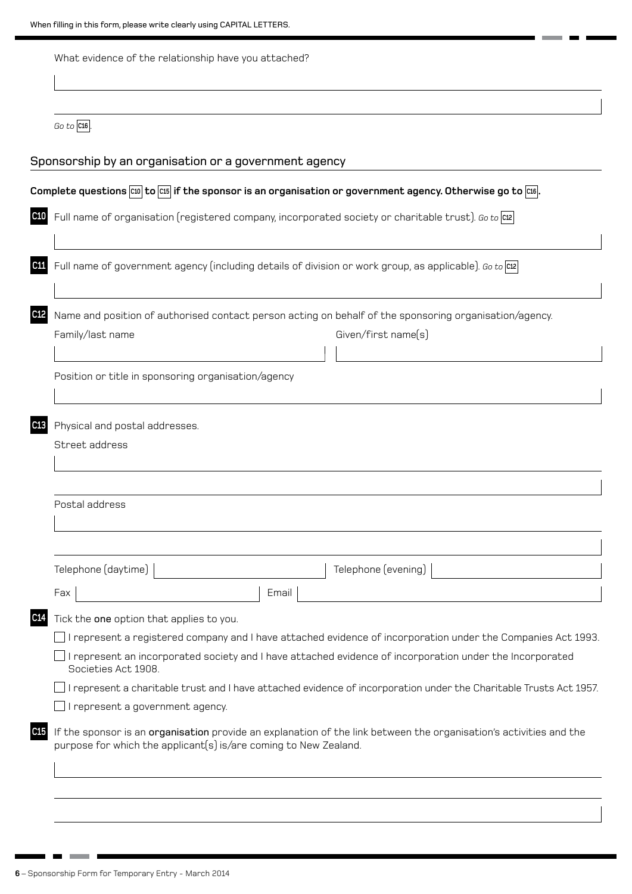What evidence of the relationship have you attached?

*Go to* **C16**.

## Sponsorship by an organisation or a government agency

**Complete questions C10 to C15 if the sponsor is an organisation or government agency. Otherwise go to C16.**

**C10** Full name of organisation (registered company, incorporated society or charitable trust). *Go to* **C12**

**C11** Full name of government agency (including details of division or work group, as applicable). *Go to* **C12**

**C12** Name and position of authorised contact person acting on behalf of the sponsoring organisation/agency.

Family/last name

Given/first name(s)

Position or title in sponsoring organisation/agency

**C13** Physical and postal addresses.

Street address

Postal address

Telephone (daytime)

Telephone (evening)

Fax

Email

**C14** Tick the **one** option that applies to you.

- ☐ I represent a registered company and I have attached evidence of incorporation under the Companies Act 1993.
- ☐ I represent an incorporated society and I have attached evidence of incorporation under the Incorporated Societies Act 1908.
- ☐ I represent a charitable trust and I have attached evidence of incorporation under the Charitable Trusts Act 1957.
- ☐ I represent a government agency.

**C15** If the sponsor is an **organisation** provide an explanation of the link between the organisation's activities and the purpose for which the applicant(s) is/are coming to New Zealand.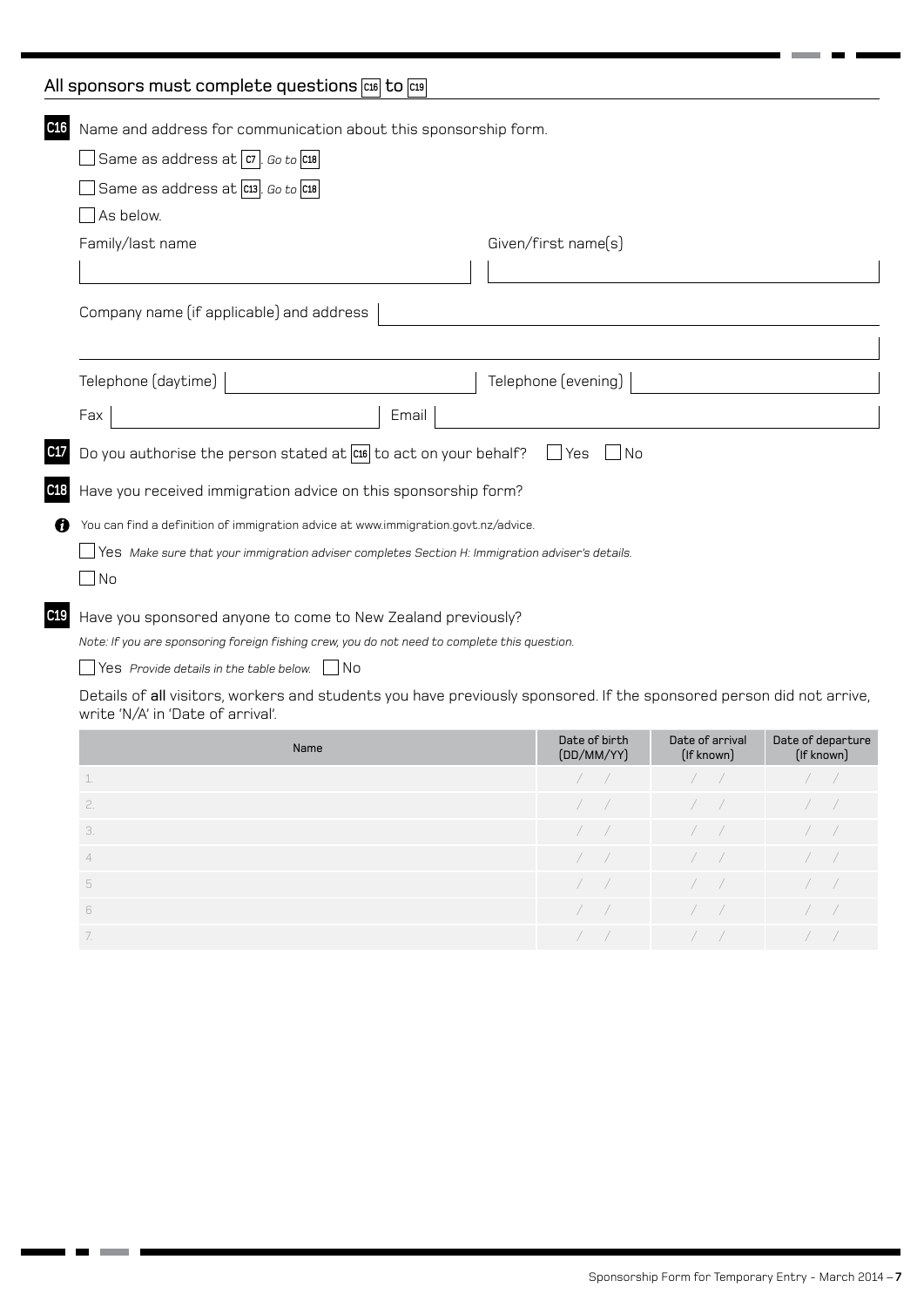## All sponsors must complete questions C16 to C19

**C16** Name and address for communication about this sponsorship form.

☐ Same as address at C7. *Go to* C18

☐ Same as address at C13. *Go to* C18

☐ As below.

Family/last name ____________________ Given/first name(s) ____________________

Company name (if applicable) and address ____________________

Telephone (daytime) ____________________ Telephone (evening) ____________________

Fax ____________________ Email ____________________

**C17** Do you authorise the person stated at C16 to act on your behalf? ☐ Yes ☐ No

**C18** Have you received immigration advice on this sponsorship form?

You can find a definition of immigration advice at www.immigration.govt.nz/advice.

☐ Yes *Make sure that your immigration adviser completes Section H: Immigration adviser's details.*

☐ No

**C19** Have you sponsored anyone to come to New Zealand previously?

*Note: If you are sponsoring foreign fishing crew, you do not need to complete this question.*

☐ Yes *Provide details in the table below.* ☐ No

Details of **all** visitors, workers and students you have previously sponsored. If the sponsored person did not arrive, write 'N/A' in 'Date of arrival'.

| Name | Date of birth (DD/MM/YY) | Date of arrival (If known) | Date of departure (If known) |
|---|---|---|---|
| 1. | / / | / / | / / |
| 2. | / / | / / | / / |
| 3. | / / | / / | / / |
| 4 | / / | / / | / / |
| 5 | / / | / / | / / |
| 6 | / / | / / | / / |
| 7. | / / | / / | / / |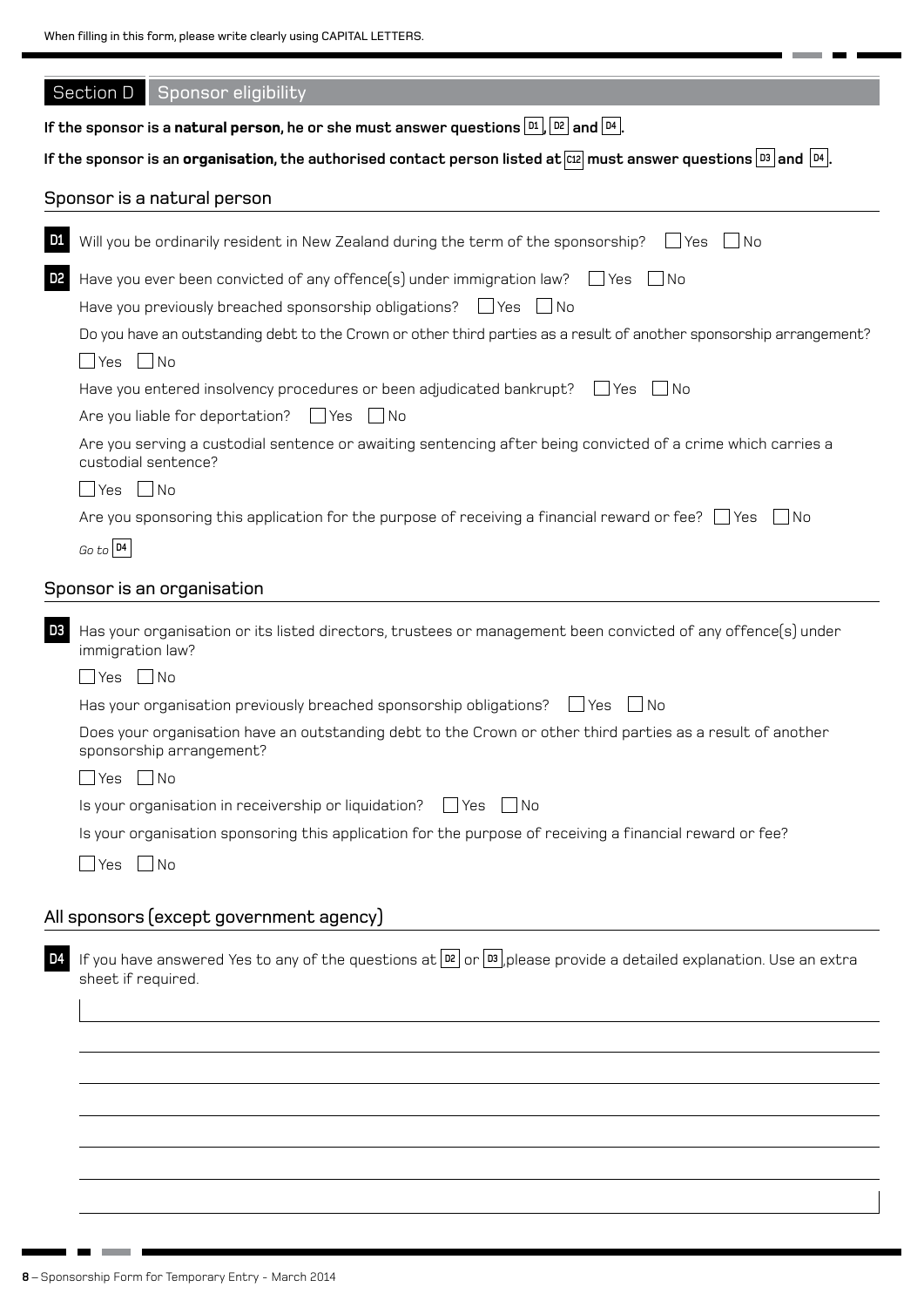When filling in this form, please write clearly using CAPITAL LETTERS.

## Section D Sponsor eligibility

**If the sponsor is a natural person, he or she must answer questions D1, D2 and D4.**

**If the sponsor is an organisation, the authorised contact person listed at C12 must answer questions D3 and D4.**

### Sponsor is a natural person

**D1** Will you be ordinarily resident in New Zealand during the term of the sponsorship? ☐ Yes ☐ No

**D2** Have you ever been convicted of any offence(s) under immigration law? ☐ Yes ☐ No

Have you previously breached sponsorship obligations? ☐ Yes ☐ No

Do you have an outstanding debt to the Crown or other third parties as a result of another sponsorship arrangement?

☐ Yes ☐ No

Have you entered insolvency procedures or been adjudicated bankrupt? ☐ Yes ☐ No

Are you liable for deportation? ☐ Yes ☐ No

Are you serving a custodial sentence or awaiting sentencing after being convicted of a crime which carries a custodial sentence?

☐ Yes ☐ No

Are you sponsoring this application for the purpose of receiving a financial reward or fee? ☐ Yes ☐ No

*Go to* D4

### Sponsor is an organisation

**D3** Has your organisation or its listed directors, trustees or management been convicted of any offence(s) under immigration law?

☐ Yes ☐ No

Has your organisation previously breached sponsorship obligations? ☐ Yes ☐ No

Does your organisation have an outstanding debt to the Crown or other third parties as a result of another sponsorship arrangement?

☐ Yes ☐ No

Is your organisation in receivership or liquidation? ☐ Yes ☐ No

Is your organisation sponsoring this application for the purpose of receiving a financial reward or fee?

☐ Yes ☐ No

### All sponsors (except government agency)

**D4** If you have answered Yes to any of the questions at D2 or D3, please provide a detailed explanation. Use an extra sheet if required.

\_\_\_\_\_\_\_\_\_\_\_\_\_\_\_\_\_\_\_\_\_\_\_\_\_\_\_\_\_\_\_\_\_\_\_\_\_\_\_\_

\_\_\_\_\_\_\_\_\_\_\_\_\_\_\_\_\_\_\_\_\_\_\_\_\_\_\_\_\_\_\_\_\_\_\_\_\_\_\_\_

\_\_\_\_\_\_\_\_\_\_\_\_\_\_\_\_\_\_\_\_\_\_\_\_\_\_\_\_\_\_\_\_\_\_\_\_\_\_\_\_

\_\_\_\_\_\_\_\_\_\_\_\_\_\_\_\_\_\_\_\_\_\_\_\_\_\_\_\_\_\_\_\_\_\_\_\_\_\_\_\_

\_\_\_\_\_\_\_\_\_\_\_\_\_\_\_\_\_\_\_\_\_\_\_\_\_\_\_\_\_\_\_\_\_\_\_\_\_\_\_\_

\_\_\_\_\_\_\_\_\_\_\_\_\_\_\_\_\_\_\_\_\_\_\_\_\_\_\_\_\_\_\_\_\_\_\_\_\_\_\_\_

\_\_\_\_\_\_\_\_\_\_\_\_\_\_\_\_\_\_\_\_\_\_\_\_\_\_\_\_\_\_\_\_\_\_\_\_\_\_\_\_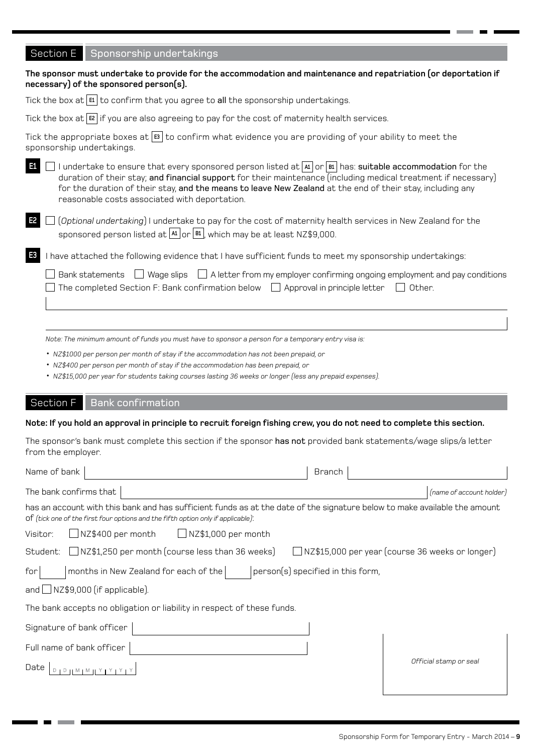## Section E Sponsorship undertakings

**The sponsor must undertake to provide for the accommodation and maintenance and repatriation (or deportation if necessary) of the sponsored person(s).**

Tick the box at **E1** to confirm that you agree to **all** the sponsorship undertakings.

Tick the box at **E2** if you are also agreeing to pay for the cost of maternity health services.

Tick the appropriate boxes at **E3** to confirm what evidence you are providing of your ability to meet the sponsorship undertakings.

**E1** ☐ I undertake to ensure that every sponsored person listed at **A1** or **B1** has: **suitable accommodation** for the duration of their stay; **and financial support** for their maintenance (including medical treatment if necessary) for the duration of their stay, **and the means to leave New Zealand** at the end of their stay, including any reasonable costs associated with deportation.

**E2** ☐ (*Optional undertaking*) I undertake to pay for the cost of maternity health services in New Zealand for the sponsored person listed at **A1** or **B1**, which may be at least NZ$9,000.

**E3** I have attached the following evidence that I have sufficient funds to meet my sponsorship undertakings:

☐ Bank statements ☐ Wage slips ☐ A letter from my employer confirming ongoing employment and pay conditions
☐ The completed Section F: Bank confirmation below ☐ Approval in principle letter ☐ Other.

*Note: The minimum amount of funds you must have to sponsor a person for a temporary entry visa is:*

- *NZ$1000 per person per month of stay if the accommodation has not been prepaid, or*
- *NZ$400 per person per month of stay if the accommodation has been prepaid, or*
- *NZ$15,000 per year for students taking courses lasting 36 weeks or longer (less any prepaid expenses).*

## Section F Bank confirmation

**Note: If you hold an approval in principle to recruit foreign fishing crew, you do not need to complete this section.**

The sponsor's bank must complete this section if the sponsor **has not** provided bank statements/wage slips/a letter from the employer.

Name of bank ______________________ Branch ______________________

The bank confirms that ______________________ *(name of account holder)*

has an account with this bank and has sufficient funds as at the date of the signature below to make available the amount of *(tick one of the first four options and the fifth option only if applicable)*:

Visitor: ☐ NZ$400 per month ☐ NZ$1,000 per month

Student: ☐ NZ$1,250 per month (course less than 36 weeks) ☐ NZ$15,000 per year (course 36 weeks or longer)

for ____ months in New Zealand for each of the ____ person(s) specified in this form,

and ☐ NZ$9,000 (if applicable).

The bank accepts no obligation or liability in respect of these funds.

Signature of bank officer ______________________

Full name of bank officer ______________________

Date D D M M Y Y Y Y

*Official stamp or seal*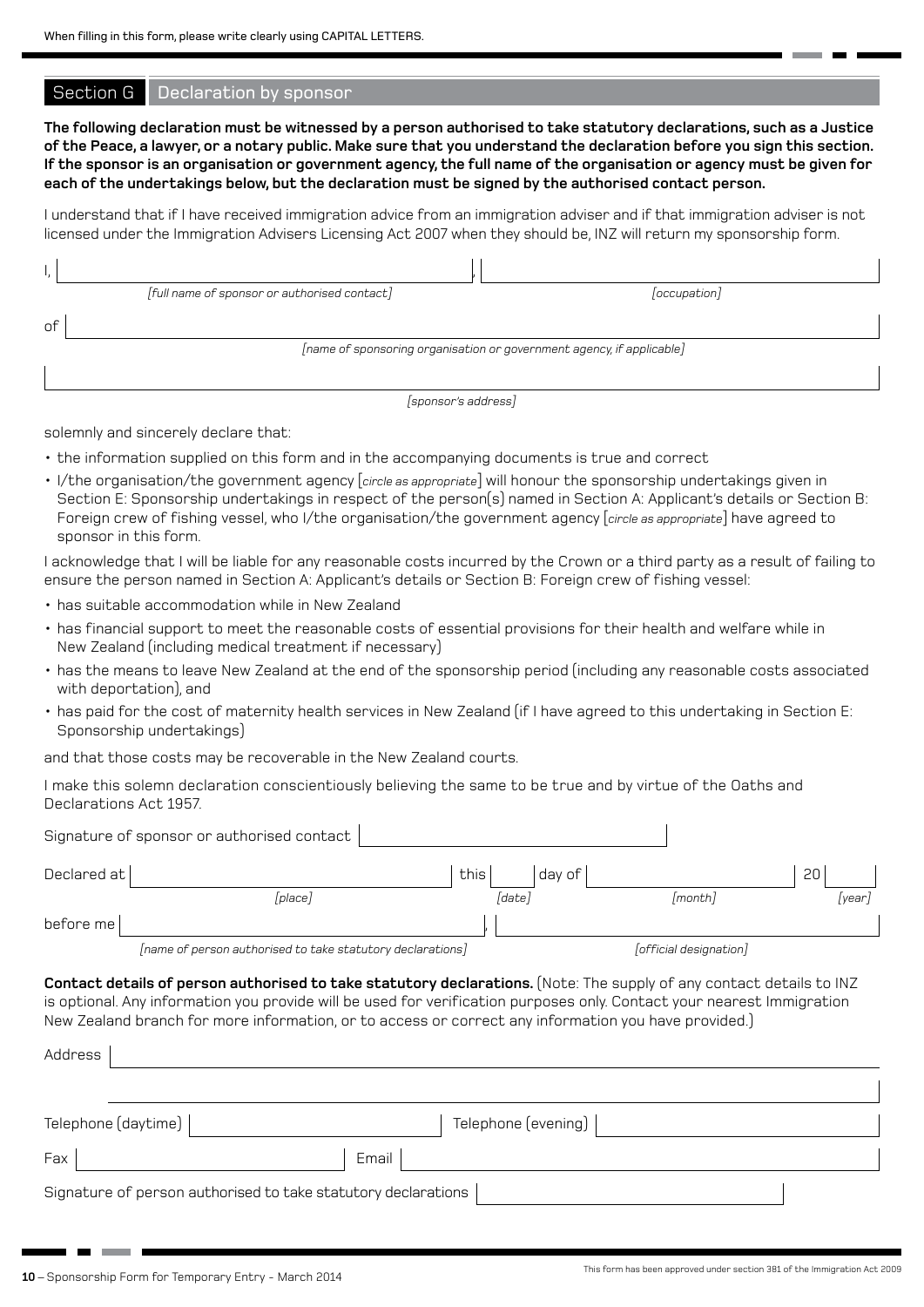When filling in this form, please write clearly using CAPITAL LETTERS.

## Section G Declaration by sponsor

**The following declaration must be witnessed by a person authorised to take statutory declarations, such as a Justice of the Peace, a lawyer, or a notary public. Make sure that you understand the declaration before you sign this section. If the sponsor is an organisation or government agency, the full name of the organisation or agency must be given for each of the undertakings below, but the declaration must be signed by the authorised contact person.**

I understand that if I have received immigration advice from an immigration adviser and if that immigration adviser is not licensed under the Immigration Advisers Licensing Act 2007 when they should be, INZ will return my sponsorship form.

I, ______________________________, ______________________________

*[full name of sponsor or authorised contact]* *[occupation]*

of ______________________________

*[name of sponsoring organisation or government agency, if applicable]*

______________________________

*[sponsor's address]*

solemnly and sincerely declare that:

- the information supplied on this form and in the accompanying documents is true and correct
- I/the organisation/the government agency [*circle as appropriate*] will honour the sponsorship undertakings given in Section E: Sponsorship undertakings in respect of the person(s) named in Section A: Applicant's details or Section B: Foreign crew of fishing vessel, who I/the organisation/the government agency [*circle as appropriate*] have agreed to sponsor in this form.

I acknowledge that I will be liable for any reasonable costs incurred by the Crown or a third party as a result of failing to ensure the person named in Section A: Applicant's details or Section B: Foreign crew of fishing vessel:

- has suitable accommodation while in New Zealand
- has financial support to meet the reasonable costs of essential provisions for their health and welfare while in New Zealand (including medical treatment if necessary)
- has the means to leave New Zealand at the end of the sponsorship period (including any reasonable costs associated with deportation), and
- has paid for the cost of maternity health services in New Zealand (if I have agreed to this undertaking in Section E: Sponsorship undertakings)

and that those costs may be recoverable in the New Zealand courts.

I make this solemn declaration conscientiously believing the same to be true and by virtue of the Oaths and Declarations Act 1957.

Signature of sponsor or authorised contact ______________________________

Declared at ______________________ this ______ day of ______________________ 20______

*[place]* *[date]* *[month]* *[year]*

before me ______________________________, ______________________________

*[name of person authorised to take statutory declarations]* *[official designation]*

**Contact details of person authorised to take statutory declarations.** (Note: The supply of any contact details to INZ is optional. Any information you provide will be used for verification purposes only. Contact your nearest Immigration New Zealand branch for more information, or to access or correct any information you have provided.)

Address ______________________________

______________________________

Telephone (daytime) ______________________ Telephone (evening) ______________________

Fax ______________________ Email ______________________

Signature of person authorised to take statutory declarations ______________________________

This form has been approved under section 381 of the Immigration Act 2009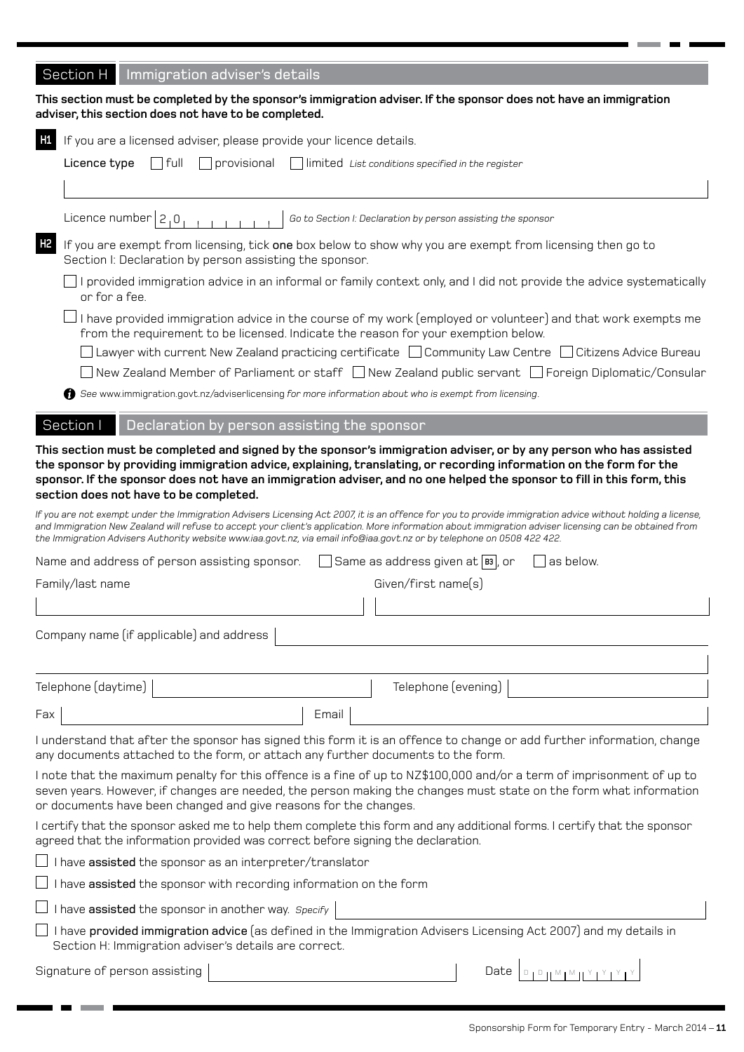## Section H Immigration adviser's details

**This section must be completed by the sponsor's immigration adviser. If the sponsor does not have an immigration adviser, this section does not have to be completed.**

**H1** If you are a licensed adviser, please provide your licence details.

**Licence type** ☐ full ☐ provisional ☐ limited *List conditions specified in the register*

Licence number 2 0 *Go to Section I: Declaration by person assisting the sponsor*

**H2** If you are exempt from licensing, tick **one** box below to show why you are exempt from licensing then go to Section I: Declaration by person assisting the sponsor.

☐ I provided immigration advice in an informal or family context only, and I did not provide the advice systematically or for a fee.

☐ I have provided immigration advice in the course of my work (employed or volunteer) and that work exempts me from the requirement to be licensed. Indicate the reason for your exemption below.

☐ Lawyer with current New Zealand practicing certificate ☐ Community Law Centre ☐ Citizens Advice Bureau

☐ New Zealand Member of Parliament or staff ☐ New Zealand public servant ☐ Foreign Diplomatic/Consular

*See* www.immigration.govt.nz/adviserlicensing *for more information about who is exempt from licensing.*

## Section I Declaration by person assisting the sponsor

**This section must be completed and signed by the sponsor's immigration adviser, or by any person who has assisted the sponsor by providing immigration advice, explaining, translating, or recording information on the form for the sponsor. If the sponsor does not have an immigration adviser, and no one helped the sponsor to fill in this form, this section does not have to be completed.**

*If you are not exempt under the Immigration Advisers Licensing Act 2007, it is an offence for you to provide immigration advice without holding a license, and Immigration New Zealand will refuse to accept your client's application. More information about immigration adviser licensing can be obtained from the Immigration Advisers Authority website www.iaa.govt.nz, via email info@iaa.govt.nz or by telephone on 0508 422 422.*

Name and address of person assisting sponsor. ☐ Same as address given at **B3**, or ☐ as below.

Family/last name

Given/first name(s)

Company name (if applicable) and address

Telephone (daytime)

Telephone (evening)

Fax

Email

I understand that after the sponsor has signed this form it is an offence to change or add further information, change any documents attached to the form, or attach any further documents to the form.

I note that the maximum penalty for this offence is a fine of up to NZ$100,000 and/or a term of imprisonment of up to seven years. However, if changes are needed, the person making the changes must state on the form what information or documents have been changed and give reasons for the changes.

I certify that the sponsor asked me to help them complete this form and any additional forms. I certify that the sponsor agreed that the information provided was correct before signing the declaration.

☐ I have **assisted** the sponsor as an interpreter/translator

☐ I have **assisted** the sponsor with recording information on the form

☐ I have **assisted** the sponsor in another way. *Specify*

☐ I have **provided immigration advice** (as defined in the Immigration Advisers Licensing Act 2007) and my details in Section H: Immigration adviser's details are correct.

Signature of person assisting

Date D D M M Y Y Y Y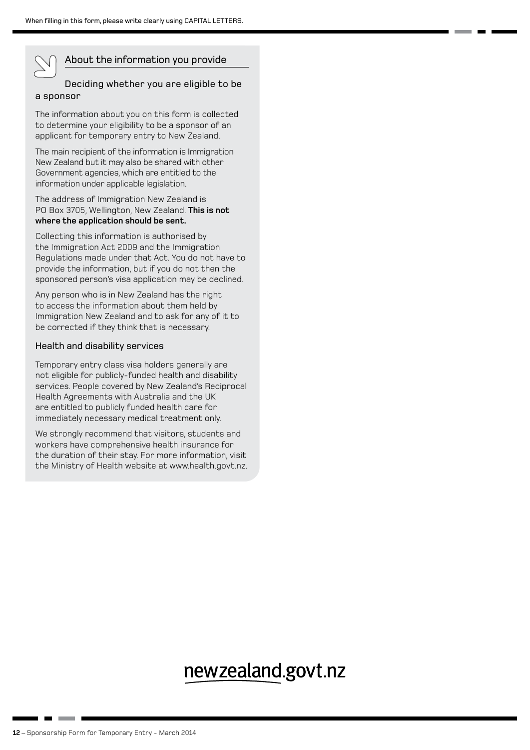## About the information you provide

### Deciding whether you are eligible to be a sponsor

The information about you on this form is collected to determine your eligibility to be a sponsor of an applicant for temporary entry to New Zealand.

The main recipient of the information is Immigration New Zealand but it may also be shared with other Government agencies, which are entitled to the information under applicable legislation.

The address of Immigration New Zealand is PO Box 3705, Wellington, New Zealand. **This is not where the application should be sent.**

Collecting this information is authorised by the Immigration Act 2009 and the Immigration Regulations made under that Act. You do not have to provide the information, but if you do not then the sponsored person's visa application may be declined.

Any person who is in New Zealand has the right to access the information about them held by Immigration New Zealand and to ask for any of it to be corrected if they think that is necessary.

### Health and disability services

Temporary entry class visa holders generally are not eligible for publicly-funded health and disability services. People covered by New Zealand's Reciprocal Health Agreements with Australia and the UK are entitled to publicly funded health care for immediately necessary medical treatment only.

We strongly recommend that visitors, students and workers have comprehensive health insurance for the duration of their stay. For more information, visit the Ministry of Health website at www.health.govt.nz.

newzealand.govt.nz